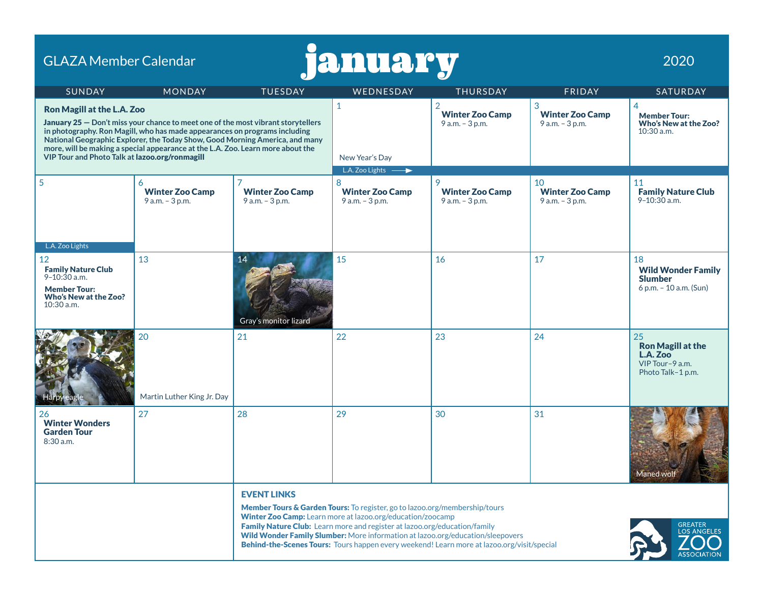# GLAZA Member Calendar — january 2020

## Ron Magill at the L.A. Zoo

**January 25 — Don't miss your chance to meet one of the most vibrant storytellers in photography. Ron Magill, who has made appearances on programs including National Geographic Explorer, the Today Show, Good Morning America, and many more, will be making a special appearance at the L.A. Zoo. Learn more about the VIP Tour and Photo Talk at lazoo.org/ronmagill**

| SUNDAY | MONDAY | TUESDAY | WEDNESDAY | THURSDAY | FRIDAY | SATURDAY |
|---|---|---|---|---|---|---|
| | | | 1<br>New Year's Day<br>L.A. Zoo Lights → | 2<br>**Winter Zoo Camp**<br>9 a.m. – 3 p.m. | 3<br>**Winter Zoo Camp**<br>9 a.m. – 3 p.m. | 4<br>**Member Tour: Who's New at the Zoo?**<br>10:30 a.m. |
| 5<br>L.A. Zoo Lights | 6<br>**Winter Zoo Camp**<br>9 a.m. – 3 p.m. | 7<br>**Winter Zoo Camp**<br>9 a.m. – 3 p.m. | 8<br>**Winter Zoo Camp**<br>9 a.m. – 3 p.m. | 9<br>**Winter Zoo Camp**<br>9 a.m. – 3 p.m. | 10<br>**Winter Zoo Camp**<br>9 a.m. – 3 p.m. | 11<br>**Family Nature Club**<br>9–10:30 a.m. |
| 12<br>**Family Nature Club**<br>9–10:30 a.m.<br>**Member Tour: Who's New at the Zoo?**<br>10:30 a.m. | 13 | 14<br>Gray's monitor lizard | 15 | 16 | 17 | 18<br>**Wild Wonder Family Slumber**<br>6 p.m. – 10 a.m. (Sun) |
| 19<br>Harpy eagle | 20<br>Martin Luther King Jr. Day | 21 | 22 | 23 | 24 | 25<br>**Ron Magill at the L.A. Zoo**<br>VIP Tour–9 a.m.<br>Photo Talk–1 p.m. |
| 26<br>**Winter Wonders Garden Tour**<br>8:30 a.m. | 27 | 28 | 29 | 30 | 31 | Maned wolf |

## EVENT LINKS

**Member Tours & Garden Tours:** To register, go to lazoo.org/membership/tours
**Winter Zoo Camp:** Learn more at lazoo.org/education/zoocamp
**Family Nature Club:** Learn more and register at lazoo.org/education/family
**Wild Wonder Family Slumber:** More information at lazoo.org/education/sleepovers
**Behind-the-Scenes Tours:** Tours happen every weekend! Learn more at lazoo.org/visit/special

GREATER LOS ANGELES ZOO ASSOCIATION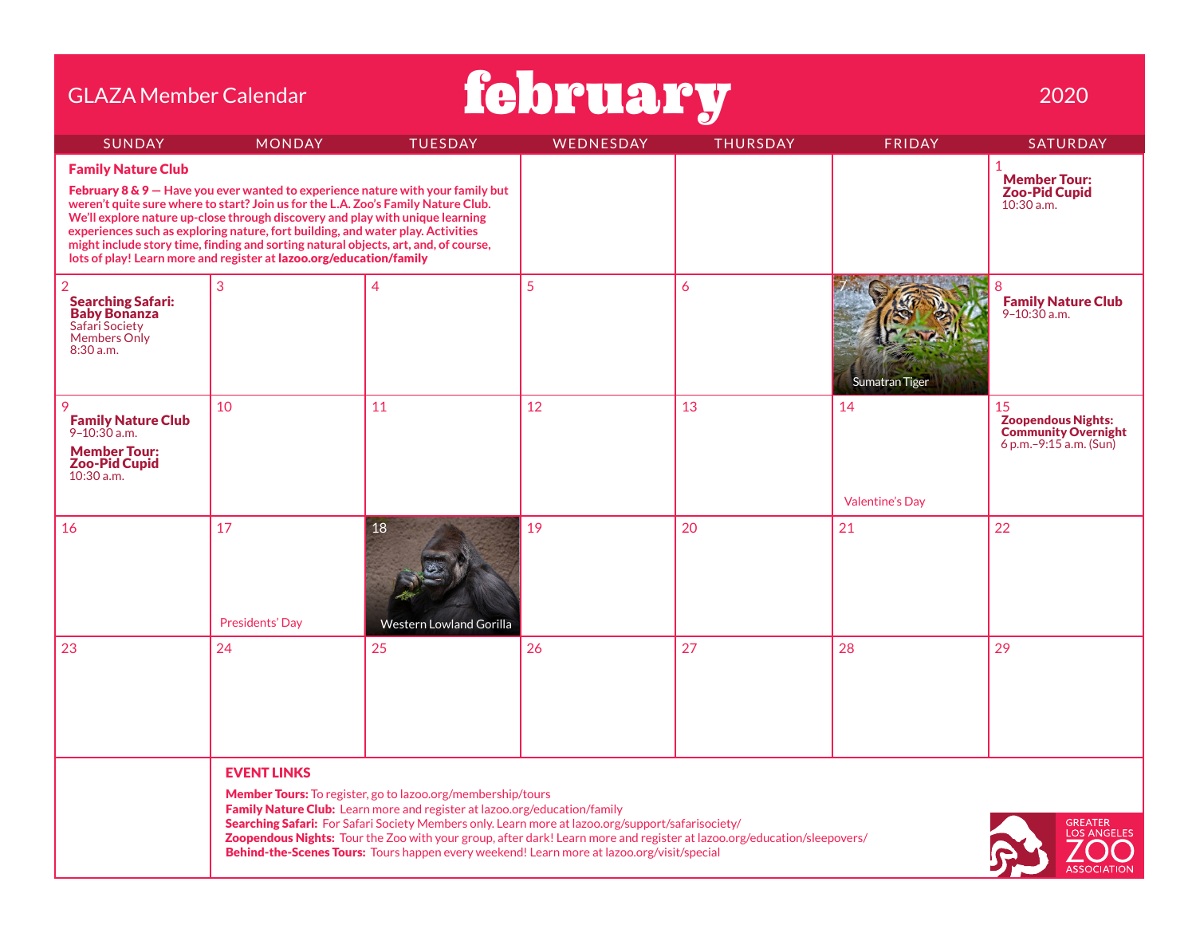# GLAZA Member Calendar — february 2020

| SUNDAY | MONDAY | TUESDAY | WEDNESDAY | THURSDAY | FRIDAY | SATURDAY |
|---|---|---|---|---|---|---|
| **Family Nature Club** **February 8 & 9 — Have you ever wanted to experience nature with your family but weren't quite sure where to start? Join us for the L.A. Zoo's Family Nature Club. We'll explore nature up-close through discovery and play with unique learning experiences such as exploring nature, fort building, and water play. Activities might include story time, finding and sorting natural objects, art, and, of course, lots of play! Learn more and register at lazoo.org/education/family** | | | | | | 1 **Member Tour: Zoo-Pid Cupid** 10:30 a.m. |
| 2 **Searching Safari: Baby Bonanza** Safari Society Members Only 8:30 a.m. | 3 | 4 | 5 | 6 | 7 Sumatran Tiger | 8 **Family Nature Club** 9–10:30 a.m. |
| 9 **Family Nature Club** 9–10:30 a.m. **Member Tour: Zoo-Pid Cupid** 10:30 a.m. | 10 | 11 | 12 | 13 | 14 Valentine's Day | 15 **Zoopendous Nights: Community Overnight** 6 p.m.–9:15 a.m. (Sun) |
| 16 | 17 Presidents' Day | 18 Western Lowland Gorilla | 19 | 20 | 21 | 22 |
| 23 | 24 | 25 | 26 | 27 | 28 | 29 |

## EVENT LINKS

**Member Tours:** To register, go to lazoo.org/membership/tours
**Family Nature Club:** Learn more and register at lazoo.org/education/family
**Searching Safari:** For Safari Society Members only. Learn more at lazoo.org/support/safarisociety/
**Zoopendous Nights:** Tour the Zoo with your group, after dark! Learn more and register at lazoo.org/education/sleepovers/
**Behind-the-Scenes Tours:** Tours happen every weekend! Learn more at lazoo.org/visit/special

GREATER LOS ANGELES ZOO ASSOCIATION